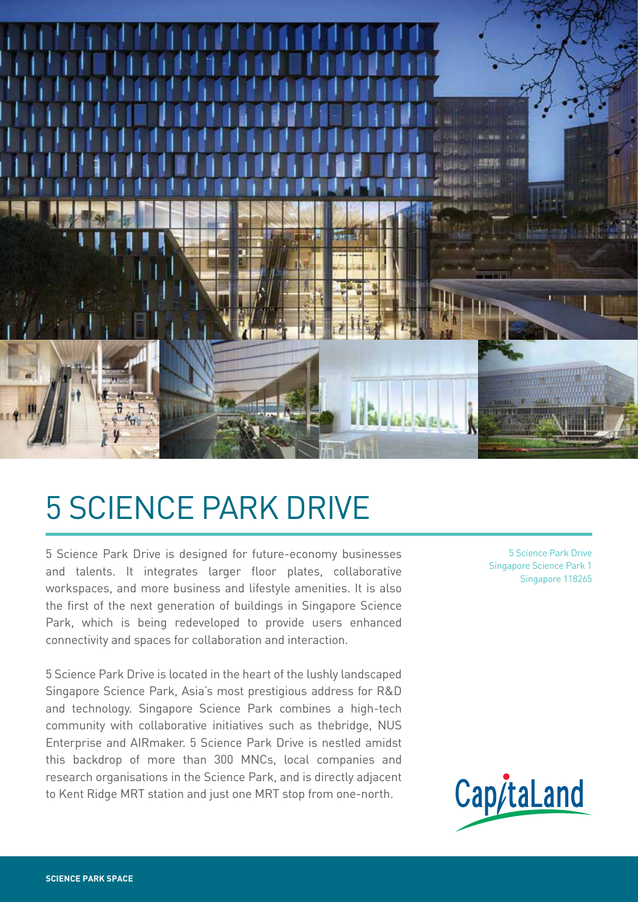# 5 SCIENCE PARK DRIVE

5 Science Park Drive is designed for future-economy businesses and talents. It integrates larger floor plates, collaborative workspaces, and more business and lifestyle amenities. It is also the first of the next generation of buildings in Singapore Science Park, which is being redeveloped to provide users enhanced connectivity and spaces for collaboration and interaction.

5 Science Park Drive is located in the heart of the lushly landscaped Singapore Science Park, Asia's most prestigious address for R&D and technology. Singapore Science Park combines a high-tech community with collaborative initiatives such as thebridge, NUS Enterprise and AIRmaker. 5 Science Park Drive is nestled amidst this backdrop of more than 300 MNCs, local companies and research organisations in the Science Park, and is directly adjacent to Kent Ridge MRT station and just one MRT stop from one-north.

5 Science Park Drive  
Singapore Science Park 1  
Singapore 118265

CapitaLand

SCIENCE PARK SPACE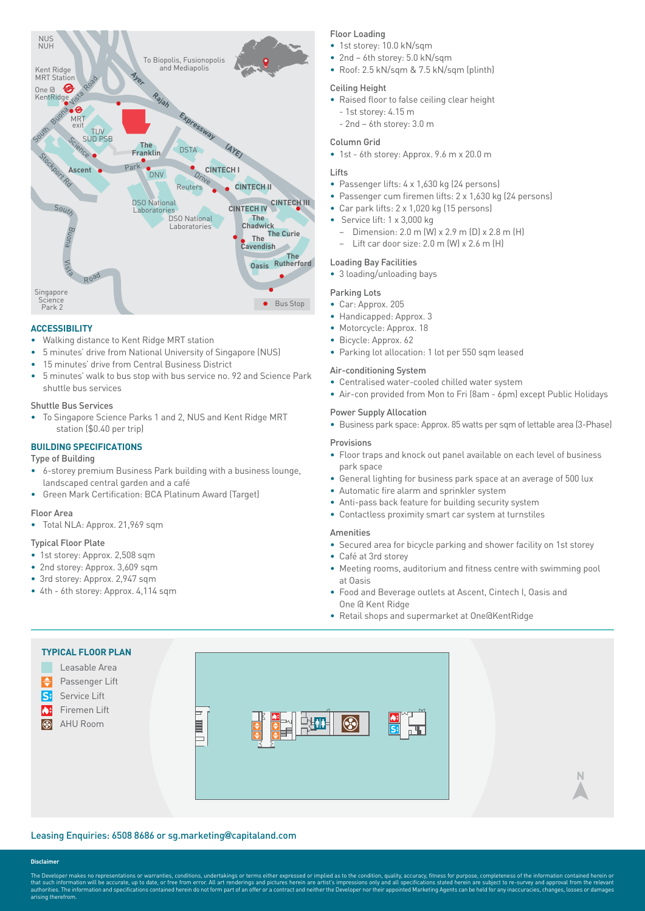NUS
NUH

Kent Ridge MRT Station

One @ KentRidge

MRT exit

To Biopolis, Fusionopolis and Mediapolis

Ayer Rajah Expressway (AYE)

South Buona Vista Road

Science Park Drive

Stockport Rd

TUV SUD PSB

The Franklin

DSTA

Ascent

DNV

Reuters

CINTECH I

CINTECH II

CINTECH III

CINTECH IV

DSO National Laboratories

DSO National Laboratories

The Chadwick

The Curie

The Cavendish

The Rutherford

Oasis

Singapore Science Park 2

Bus Stop

## ACCESSIBILITY

- Walking distance to Kent Ridge MRT station
- 5 minutes' drive from National University of Singapore (NUS)
- 15 minutes' drive from Central Business District
- 5 minutes' walk to bus stop with bus service no. 92 and Science Park shuttle bus services

### Shuttle Bus Services

- To Singapore Science Parks 1 and 2, NUS and Kent Ridge MRT station ($0.40 per trip)

## BUILDING SPECIFICATIONS

### Type of Building

- 6-storey premium Business Park building with a business lounge, landscaped central garden and a café
- Green Mark Certification: BCA Platinum Award (Target)

### Floor Area

- Total NLA: Approx. 21,969 sqm

### Typical Floor Plate

- 1st storey: Approx. 2,508 sqm
- 2nd storey: Approx. 3,609 sqm
- 3rd storey: Approx. 2,947 sqm
- 4th - 6th storey: Approx. 4,114 sqm

### Floor Loading

- 1st storey: 10.0 kN/sqm
- 2nd – 6th storey: 5.0 kN/sqm
- Roof: 2.5 kN/sqm & 7.5 kN/sqm (plinth)

### Ceiling Height

- Raised floor to false ceiling clear height
  - 1st storey: 4.15 m
  - 2nd – 6th storey: 3.0 m

### Column Grid

- 1st - 6th storey: Approx. 9.6 m x 20.0 m

### Lifts

- Passenger lifts: 4 x 1,630 kg (24 persons)
- Passenger cum firemen lifts: 2 x 1,630 kg (24 persons)
- Car park lifts: 2 x 1,020 kg (15 persons)
- Service lift: 1 x 3,000 kg
  - Dimension: 2.0 m (W) x 2.9 m (D) x 2.8 m (H)
  - Lift car door size: 2.0 m (W) x 2.6 m (H)

### Loading Bay Facilities

- 3 loading/unloading bays

### Parking Lots

- Car: Approx. 205
- Handicapped: Approx. 3
- Motorcycle: Approx. 18
- Bicycle: Approx. 62
- Parking lot allocation: 1 lot per 550 sqm leased

### Air-conditioning System

- Centralised water-cooled chilled water system
- Air-con provided from Mon to Fri (8am - 6pm) except Public Holidays

### Power Supply Allocation

- Business park space: Approx. 85 watts per sqm of lettable area (3-Phase)

### Provisions

- Floor traps and knock out panel available on each level of business park space
- General lighting for business park space at an average of 500 lux
- Automatic fire alarm and sprinkler system
- Anti-pass back feature for building security system
- Contactless proximity smart car system at turnstiles

### Amenities

- Secured area for bicycle parking and shower facility on 1st storey
- Café at 3rd storey
- Meeting rooms, auditorium and fitness centre with swimming pool at Oasis
- Food and Beverage outlets at Ascent, Cintech I, Oasis and One @ Kent Ridge
- Retail shops and supermarket at One@KentRidge

## TYPICAL FLOOR PLAN

Leasable Area

Passenger Lift

Service Lift

Firemen Lift

AHU Room

N

Leasing Enquiries: 6508 8686 or sg.marketing@capitaland.com

**Disclaimer**

The Developer makes no representations or warranties, conditions, undertakings or terms either expressed or implied as to the condition, quality, accuracy, fitness for purpose, completeness of the information contained herein or that such information will be accurate, up to date, or free from error. All art renderings and pictures herein are artist's impressions only and all specifications stated herein are subject to re-survey and approval from the relevant authorities. The information and specifications contained herein do not form part of an offer or a contract and neither the Developer nor their appointed Marketing Agents can be held for any inaccuracies, changes, losses or damages arising therefrom.